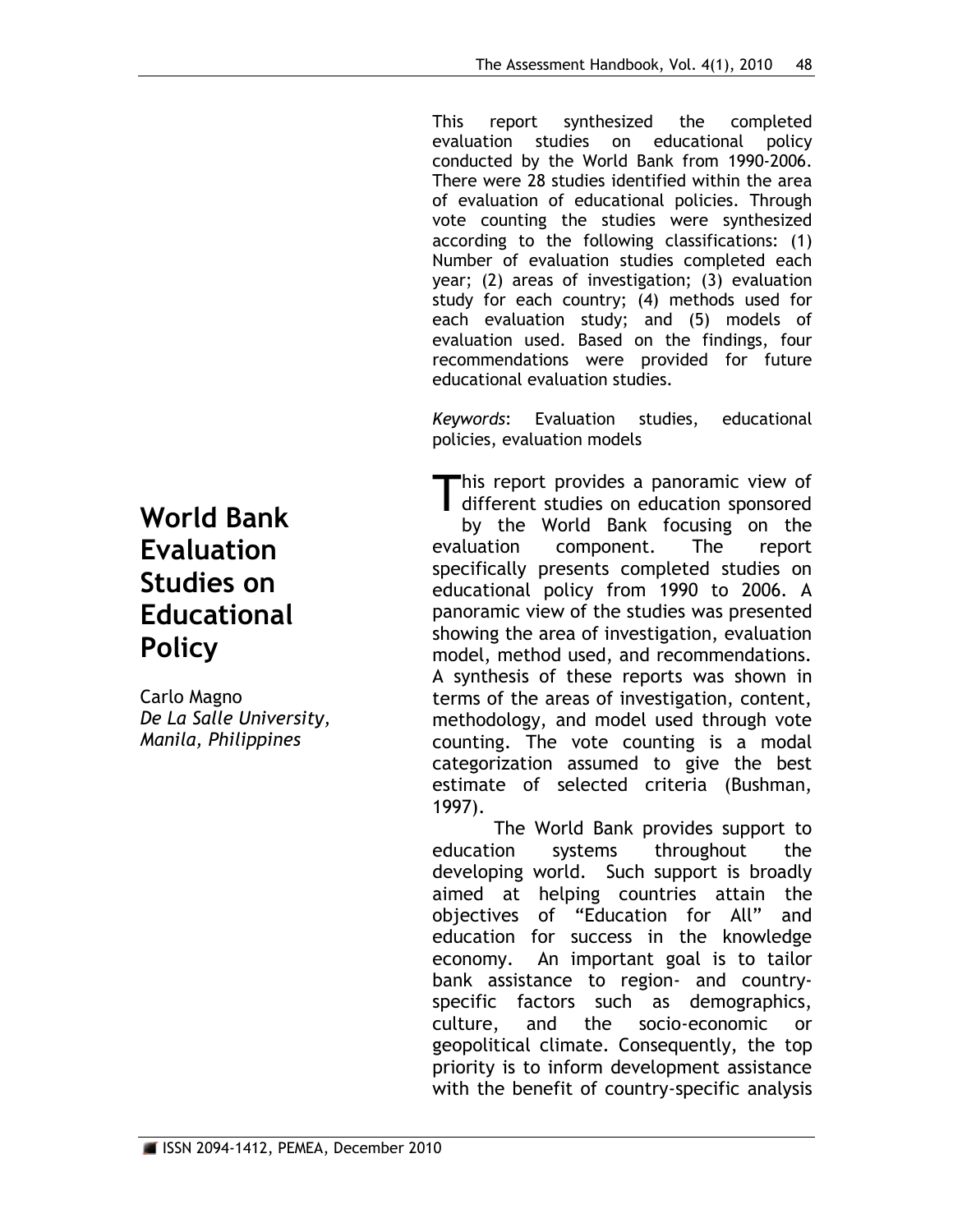# World Bank Evaluation Studies on Educational Policy

Carlo Magno
*De La Salle University, Manila, Philippines*

This report synthesized the completed evaluation studies on educational policy conducted by the World Bank from 1990-2006. There were 28 studies identified within the area of evaluation of educational policies. Through vote counting the studies were synthesized according to the following classifications: (1) Number of evaluation studies completed each year; (2) areas of investigation; (3) evaluation study for each country; (4) methods used for each evaluation study; and (5) models of evaluation used. Based on the findings, four recommendations were provided for future educational evaluation studies.

*Keywords*: Evaluation studies, educational policies, evaluation models

This report provides a panoramic view of different studies on education sponsored by the World Bank focusing on the evaluation component. The report specifically presents completed studies on educational policy from 1990 to 2006. A panoramic view of the studies was presented showing the area of investigation, evaluation model, method used, and recommendations. A synthesis of these reports was shown in terms of the areas of investigation, content, methodology, and model used through vote counting. The vote counting is a modal categorization assumed to give the best estimate of selected criteria (Bushman, 1997).

The World Bank provides support to education systems throughout the developing world. Such support is broadly aimed at helping countries attain the objectives of "Education for All" and education for success in the knowledge economy. An important goal is to tailor bank assistance to region- and country-specific factors such as demographics, culture, and the socio-economic or geopolitical climate. Consequently, the top priority is to inform development assistance with the benefit of country-specific analysis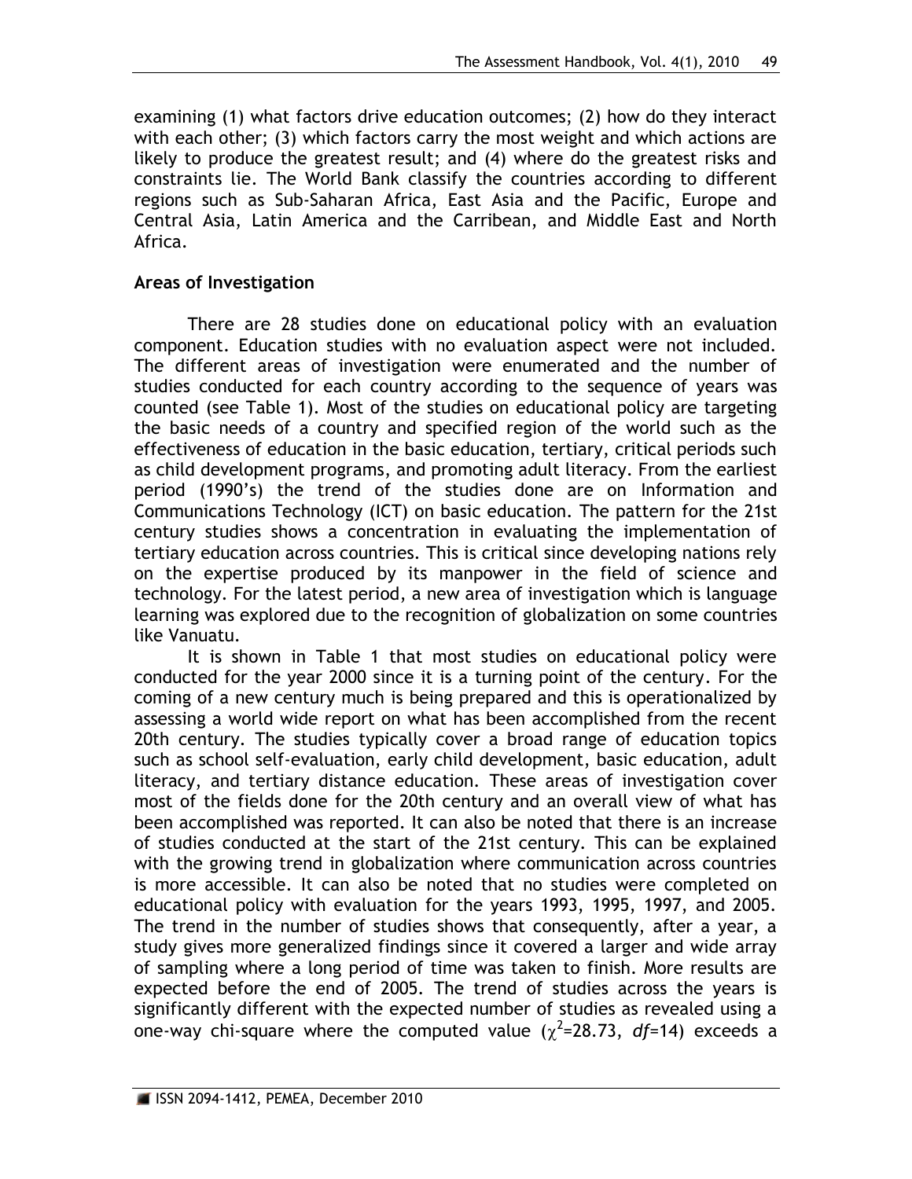examining (1) what factors drive education outcomes; (2) how do they interact with each other; (3) which factors carry the most weight and which actions are likely to produce the greatest result; and (4) where do the greatest risks and constraints lie. The World Bank classify the countries according to different regions such as Sub-Saharan Africa, East Asia and the Pacific, Europe and Central Asia, Latin America and the Carribean, and Middle East and North Africa.

**Areas of Investigation**

There are 28 studies done on educational policy with an evaluation component. Education studies with no evaluation aspect were not included. The different areas of investigation were enumerated and the number of studies conducted for each country according to the sequence of years was counted (see Table 1). Most of the studies on educational policy are targeting the basic needs of a country and specified region of the world such as the effectiveness of education in the basic education, tertiary, critical periods such as child development programs, and promoting adult literacy. From the earliest period (1990's) the trend of the studies done are on Information and Communications Technology (ICT) on basic education. The pattern for the 21st century studies shows a concentration in evaluating the implementation of tertiary education across countries. This is critical since developing nations rely on the expertise produced by its manpower in the field of science and technology. For the latest period, a new area of investigation which is language learning was explored due to the recognition of globalization on some countries like Vanuatu.

It is shown in Table 1 that most studies on educational policy were conducted for the year 2000 since it is a turning point of the century. For the coming of a new century much is being prepared and this is operationalized by assessing a world wide report on what has been accomplished from the recent 20th century. The studies typically cover a broad range of education topics such as school self-evaluation, early child development, basic education, adult literacy, and tertiary distance education. These areas of investigation cover most of the fields done for the 20th century and an overall view of what has been accomplished was reported. It can also be noted that there is an increase of studies conducted at the start of the 21st century. This can be explained with the growing trend in globalization where communication across countries is more accessible. It can also be noted that no studies were completed on educational policy with evaluation for the years 1993, 1995, 1997, and 2005. The trend in the number of studies shows that consequently, after a year, a study gives more generalized findings since it covered a larger and wide array of sampling where a long period of time was taken to finish. More results are expected before the end of 2005. The trend of studies across the years is significantly different with the expected number of studies as revealed using a one-way chi-square where the computed value ($\chi^2$=28.73, *df*=14) exceeds a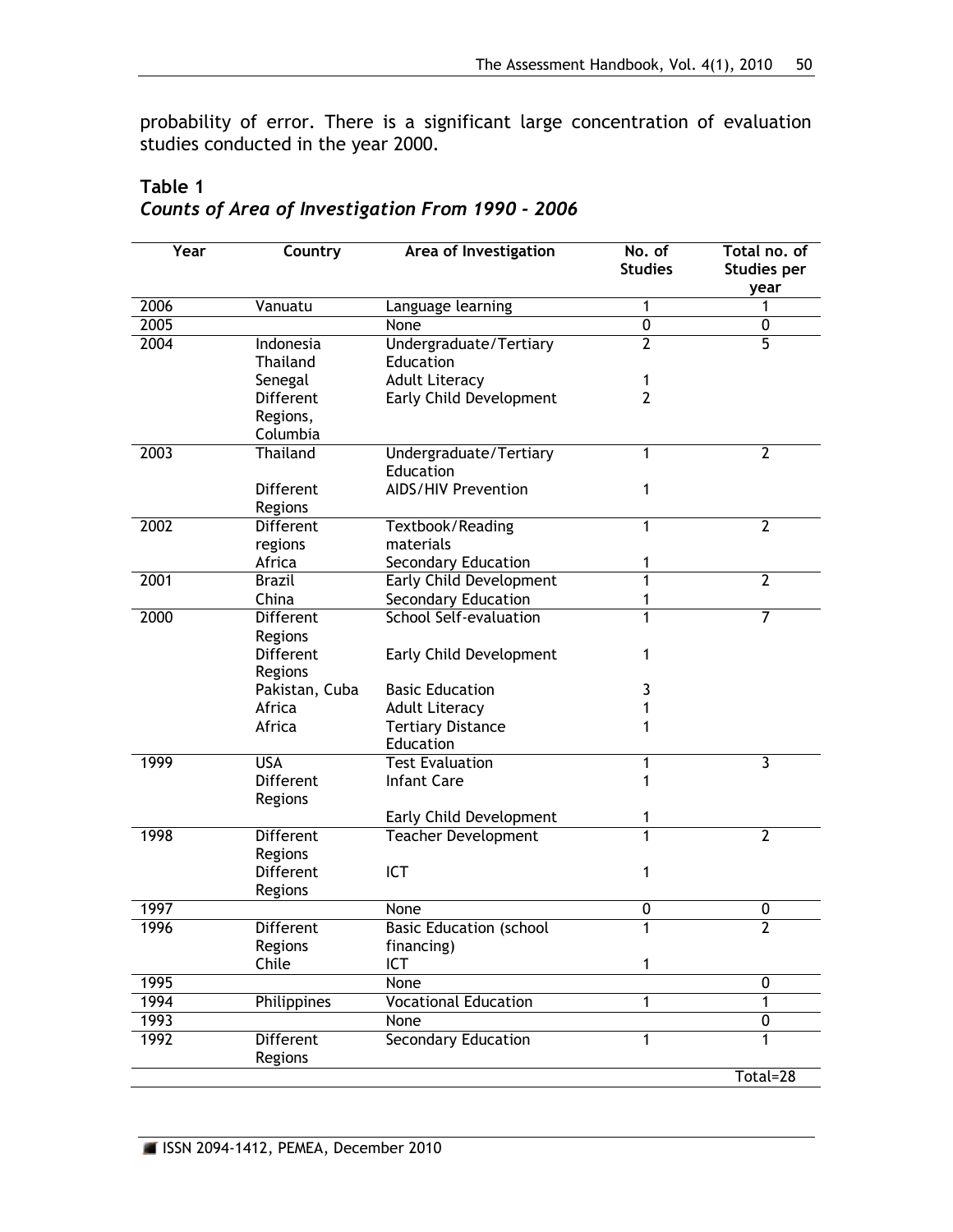probability of error. There is a significant large concentration of evaluation studies conducted in the year 2000.

**Table 1**
***Counts of Area of Investigation From 1990 - 2006***

| Year | Country | Area of Investigation | No. of Studies | Total no. of Studies per year |
|---|---|---|---|---|
| 2006 | Vanuatu | Language learning | 1 | 1 |
| 2005 | | None | 0 | 0 |
| 2004 | Indonesia Thailand | Undergraduate/Tertiary Education | 2 | 5 |
| | Senegal | Adult Literacy | 1 | |
| | Different Regions, Columbia | Early Child Development | 2 | |
| 2003 | Thailand | Undergraduate/Tertiary Education | 1 | 2 |
| | Different Regions | AIDS/HIV Prevention | 1 | |
| 2002 | Different regions | Textbook/Reading materials | 1 | 2 |
| | Africa | Secondary Education | 1 | |
| 2001 | Brazil | Early Child Development | 1 | 2 |
| | China | Secondary Education | 1 | |
| 2000 | Different Regions | School Self-evaluation | 1 | 7 |
| | Different Regions | Early Child Development | 1 | |
| | Pakistan, Cuba | Basic Education | 3 | |
| | Africa | Adult Literacy | 1 | |
| | Africa | Tertiary Distance Education | 1 | |
| 1999 | USA | Test Evaluation | 1 | 3 |
| | Different Regions | Infant Care | 1 | |
| | | Early Child Development | 1 | |
| 1998 | Different Regions | Teacher Development | 1 | 2 |
| | Different Regions | ICT | 1 | |
| 1997 | | None | 0 | 0 |
| 1996 | Different Regions | Basic Education (school financing) | 1 | 2 |
| | Chile | ICT | 1 | |
| 1995 | | None | | 0 |
| 1994 | Philippines | Vocational Education | 1 | 1 |
| 1993 | | None | | 0 |
| 1992 | Different Regions | Secondary Education | 1 | 1 |
| | | | | Total=28 |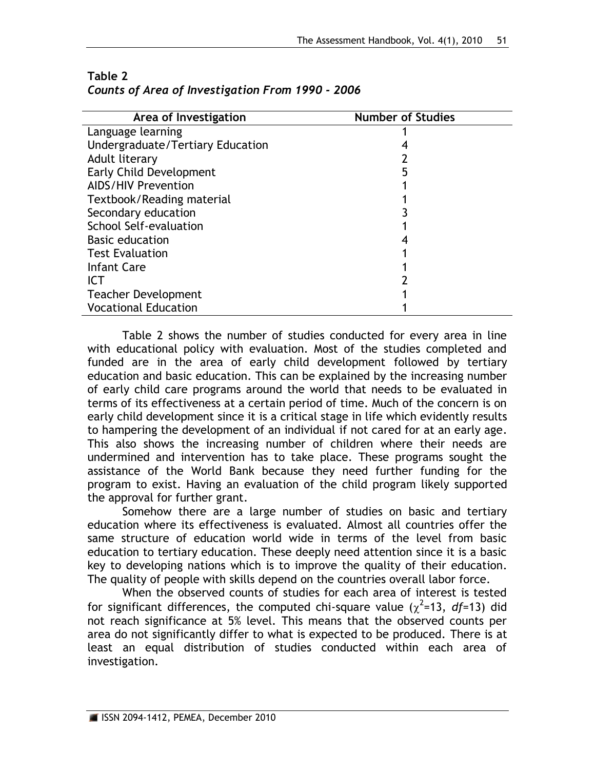**Table 2**
***Counts of Area of Investigation From 1990 - 2006***

| Area of Investigation | Number of Studies |
|---|---|
| Language learning | 1 |
| Undergraduate/Tertiary Education | 4 |
| Adult literary | 2 |
| Early Child Development | 5 |
| AIDS/HIV Prevention | 1 |
| Textbook/Reading material | 1 |
| Secondary education | 3 |
| School Self-evaluation | 1 |
| Basic education | 4 |
| Test Evaluation | 1 |
| Infant Care | 1 |
| ICT | 2 |
| Teacher Development | 1 |
| Vocational Education | 1 |

Table 2 shows the number of studies conducted for every area in line with educational policy with evaluation. Most of the studies completed and funded are in the area of early child development followed by tertiary education and basic education. This can be explained by the increasing number of early child care programs around the world that needs to be evaluated in terms of its effectiveness at a certain period of time. Much of the concern is on early child development since it is a critical stage in life which evidently results to hampering the development of an individual if not cared for at an early age. This also shows the increasing number of children where their needs are undermined and intervention has to take place. These programs sought the assistance of the World Bank because they need further funding for the program to exist. Having an evaluation of the child program likely supported the approval for further grant.

Somehow there are a large number of studies on basic and tertiary education where its effectiveness is evaluated. Almost all countries offer the same structure of education world wide in terms of the level from basic education to tertiary education. These deeply need attention since it is a basic key to developing nations which is to improve the quality of their education. The quality of people with skills depend on the countries overall labor force.

When the observed counts of studies for each area of interest is tested for significant differences, the computed chi-square value ($\chi^2$=13, *df*=13) did not reach significance at 5% level. This means that the observed counts per area do not significantly differ to what is expected to be produced. There is at least an equal distribution of studies conducted within each area of investigation.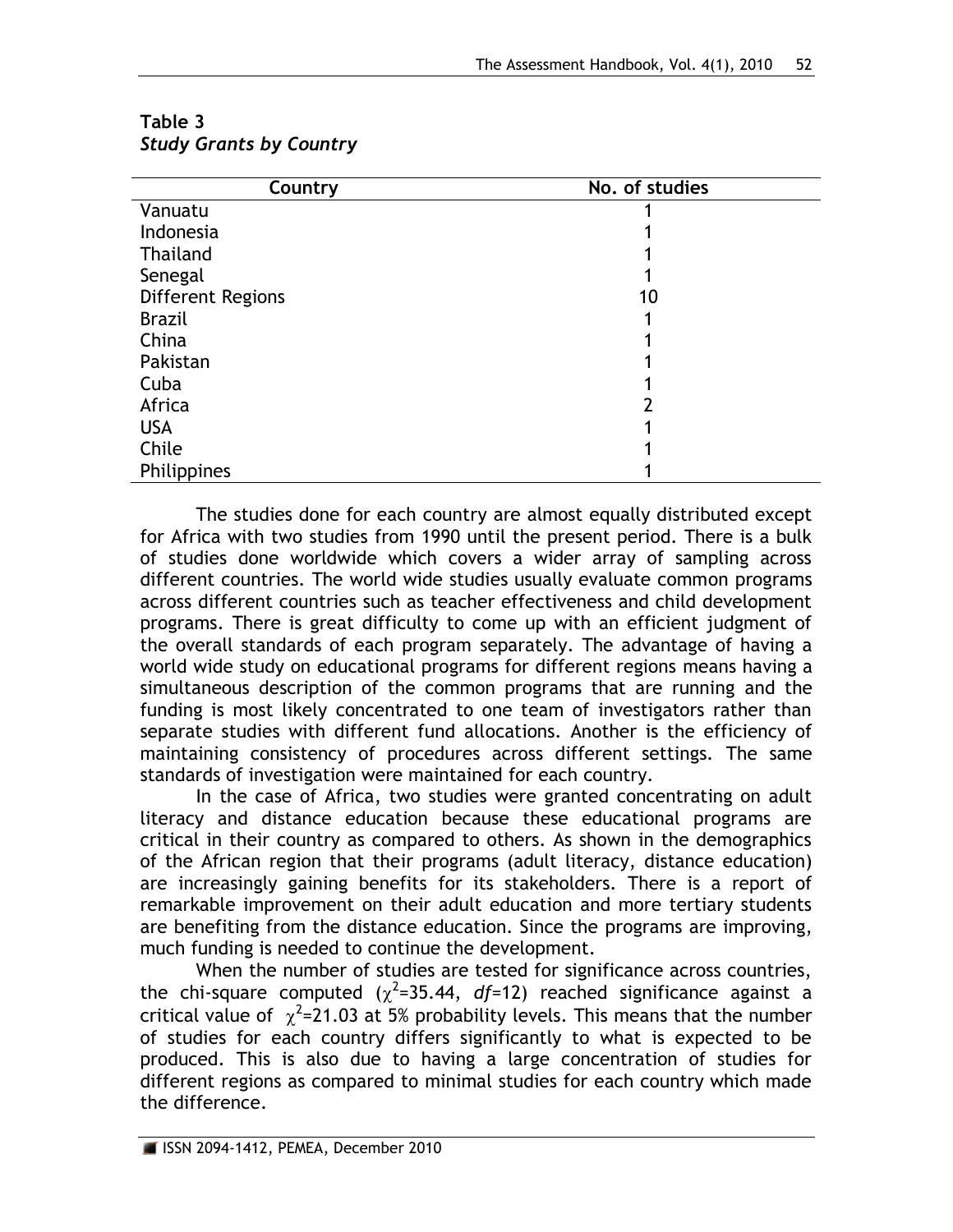**Table 3**
***Study Grants by Country***

| Country | No. of studies |
|---|---|
| Vanuatu | 1 |
| Indonesia | 1 |
| Thailand | 1 |
| Senegal | 1 |
| Different Regions | 10 |
| Brazil | 1 |
| China | 1 |
| Pakistan | 1 |
| Cuba | 1 |
| Africa | 2 |
| USA | 1 |
| Chile | 1 |
| Philippines | 1 |

The studies done for each country are almost equally distributed except for Africa with two studies from 1990 until the present period. There is a bulk of studies done worldwide which covers a wider array of sampling across different countries. The world wide studies usually evaluate common programs across different countries such as teacher effectiveness and child development programs. There is great difficulty to come up with an efficient judgment of the overall standards of each program separately. The advantage of having a world wide study on educational programs for different regions means having a simultaneous description of the common programs that are running and the funding is most likely concentrated to one team of investigators rather than separate studies with different fund allocations. Another is the efficiency of maintaining consistency of procedures across different settings. The same standards of investigation were maintained for each country.

In the case of Africa, two studies were granted concentrating on adult literacy and distance education because these educational programs are critical in their country as compared to others. As shown in the demographics of the African region that their programs (adult literacy, distance education) are increasingly gaining benefits for its stakeholders. There is a report of remarkable improvement on their adult education and more tertiary students are benefiting from the distance education. Since the programs are improving, much funding is needed to continue the development.

When the number of studies are tested for significance across countries, the chi-square computed ($\chi^2$=35.44, *df*=12) reached significance against a critical value of $\chi^2$=21.03 at 5% probability levels. This means that the number of studies for each country differs significantly to what is expected to be produced. This is also due to having a large concentration of studies for different regions as compared to minimal studies for each country which made the difference.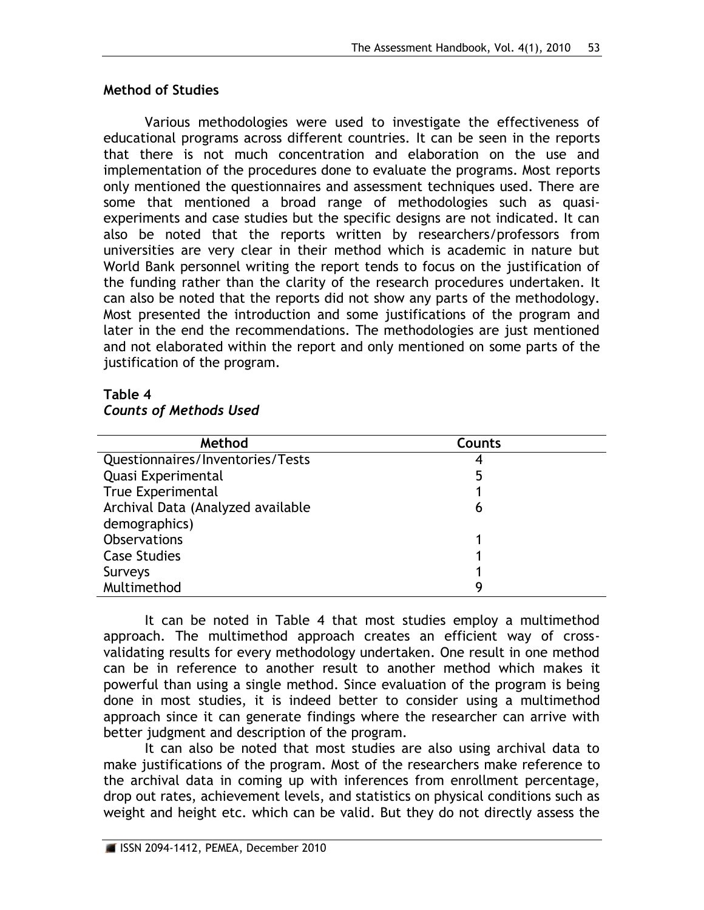## Method of Studies

Various methodologies were used to investigate the effectiveness of educational programs across different countries. It can be seen in the reports that there is not much concentration and elaboration on the use and implementation of the procedures done to evaluate the programs. Most reports only mentioned the questionnaires and assessment techniques used. There are some that mentioned a broad range of methodologies such as quasi-experiments and case studies but the specific designs are not indicated. It can also be noted that the reports written by researchers/professors from universities are very clear in their method which is academic in nature but World Bank personnel writing the report tends to focus on the justification of the funding rather than the clarity of the research procedures undertaken. It can also be noted that the reports did not show any parts of the methodology. Most presented the introduction and some justifications of the program and later in the end the recommendations. The methodologies are just mentioned and not elaborated within the report and only mentioned on some parts of the justification of the program.

**Table 4**
***Counts of Methods Used***

| Method | Counts |
|---|---|
| Questionnaires/Inventories/Tests | 4 |
| Quasi Experimental | 5 |
| True Experimental | 1 |
| Archival Data (Analyzed available demographics) | 6 |
| Observations | 1 |
| Case Studies | 1 |
| Surveys | 1 |
| Multimethod | 9 |

It can be noted in Table 4 that most studies employ a multimethod approach. The multimethod approach creates an efficient way of cross-validating results for every methodology undertaken. One result in one method can be in reference to another result to another method which makes it powerful than using a single method. Since evaluation of the program is being done in most studies, it is indeed better to consider using a multimethod approach since it can generate findings where the researcher can arrive with better judgment and description of the program.

It can also be noted that most studies are also using archival data to make justifications of the program. Most of the researchers make reference to the archival data in coming up with inferences from enrollment percentage, drop out rates, achievement levels, and statistics on physical conditions such as weight and height etc. which can be valid. But they do not directly assess the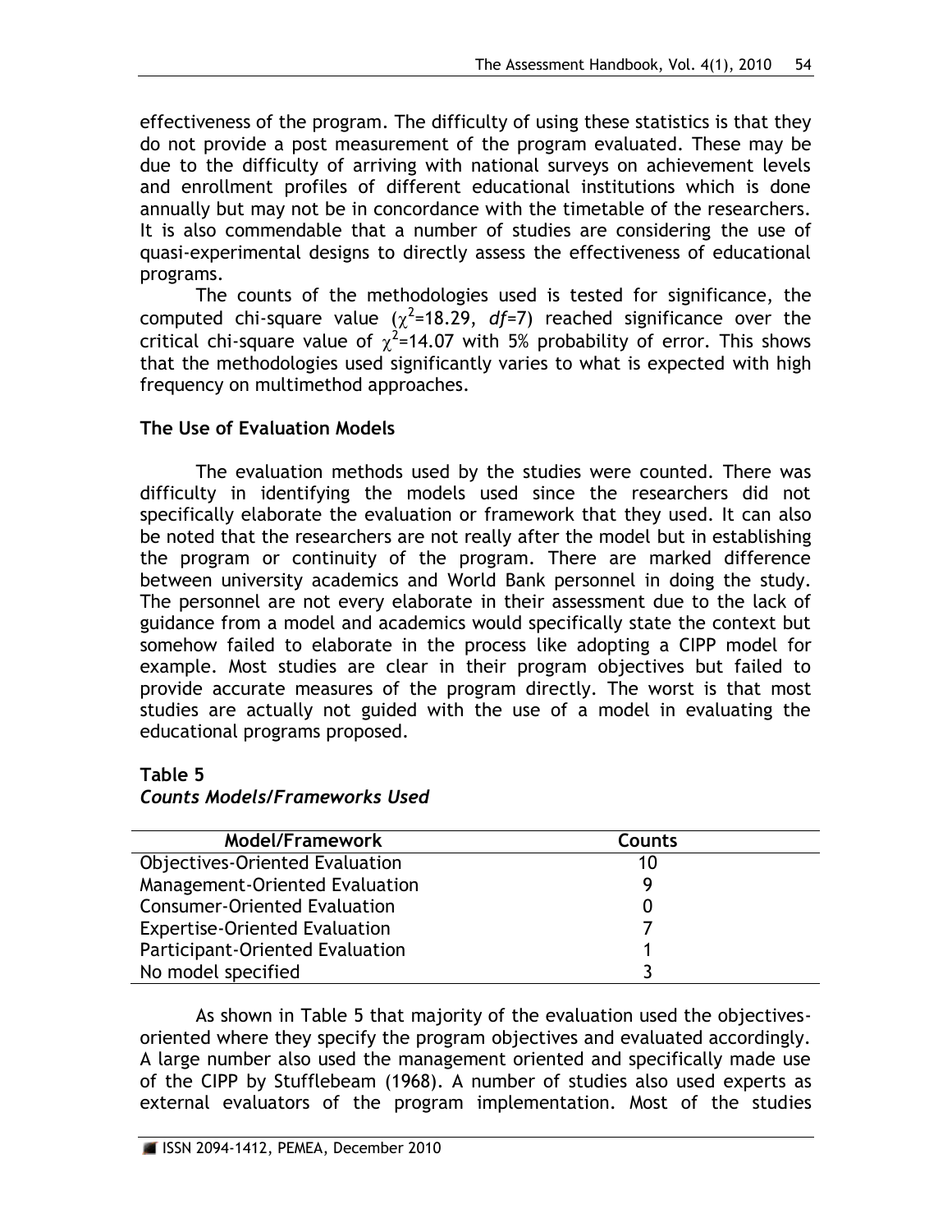effectiveness of the program. The difficulty of using these statistics is that they do not provide a post measurement of the program evaluated. These may be due to the difficulty of arriving with national surveys on achievement levels and enrollment profiles of different educational institutions which is done annually but may not be in concordance with the timetable of the researchers. It is also commendable that a number of studies are considering the use of quasi-experimental designs to directly assess the effectiveness of educational programs.

The counts of the methodologies used is tested for significance, the computed chi-square value ($\chi^2$=18.29, *df*=7) reached significance over the critical chi-square value of $\chi^2$=14.07 with 5% probability of error. This shows that the methodologies used significantly varies to what is expected with high frequency on multimethod approaches.

### The Use of Evaluation Models

The evaluation methods used by the studies were counted. There was difficulty in identifying the models used since the researchers did not specifically elaborate the evaluation or framework that they used. It can also be noted that the researchers are not really after the model but in establishing the program or continuity of the program. There are marked difference between university academics and World Bank personnel in doing the study. The personnel are not every elaborate in their assessment due to the lack of guidance from a model and academics would specifically state the context but somehow failed to elaborate in the process like adopting a CIPP model for example. Most studies are clear in their program objectives but failed to provide accurate measures of the program directly. The worst is that most studies are actually not guided with the use of a model in evaluating the educational programs proposed.

**Table 5**
*Counts Models/Frameworks Used*

| Model/Framework | Counts |
|---|---|
| Objectives-Oriented Evaluation | 10 |
| Management-Oriented Evaluation | 9 |
| Consumer-Oriented Evaluation | 0 |
| Expertise-Oriented Evaluation | 7 |
| Participant-Oriented Evaluation | 1 |
| No model specified | 3 |

As shown in Table 5 that majority of the evaluation used the objectives-oriented where they specify the program objectives and evaluated accordingly. A large number also used the management oriented and specifically made use of the CIPP by Stufflebeam (1968). A number of studies also used experts as external evaluators of the program implementation. Most of the studies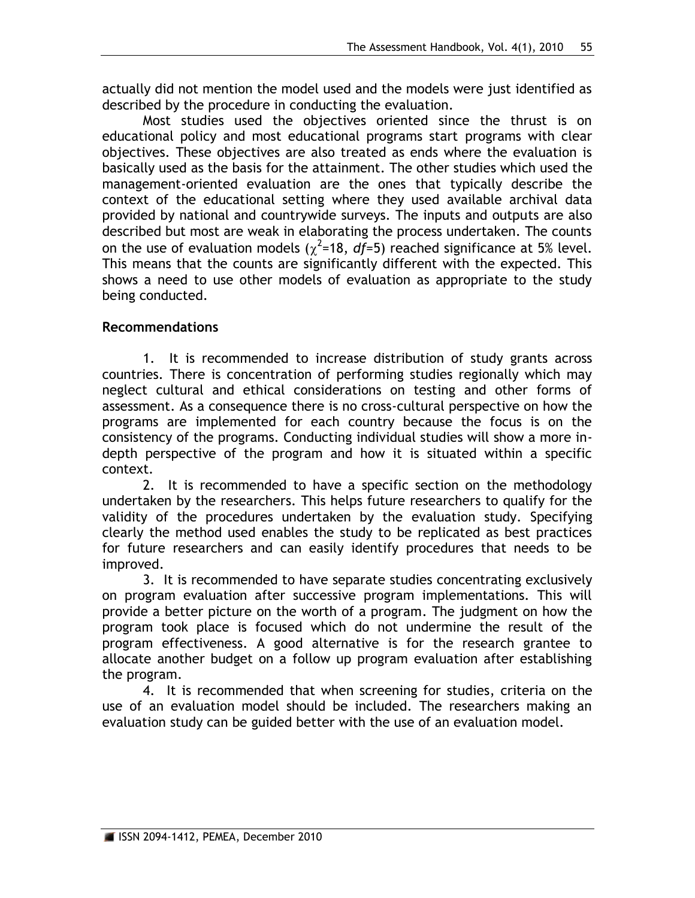actually did not mention the model used and the models were just identified as described by the procedure in conducting the evaluation.

Most studies used the objectives oriented since the thrust is on educational policy and most educational programs start programs with clear objectives. These objectives are also treated as ends where the evaluation is basically used as the basis for the attainment. The other studies which used the management-oriented evaluation are the ones that typically describe the context of the educational setting where they used available archival data provided by national and countrywide surveys. The inputs and outputs are also described but most are weak in elaborating the process undertaken. The counts on the use of evaluation models ($\chi^2$=18, *df*=5) reached significance at 5% level. This means that the counts are significantly different with the expected. This shows a need to use other models of evaluation as appropriate to the study being conducted.

## Recommendations

1. It is recommended to increase distribution of study grants across countries. There is concentration of performing studies regionally which may neglect cultural and ethical considerations on testing and other forms of assessment. As a consequence there is no cross-cultural perspective on how the programs are implemented for each country because the focus is on the consistency of the programs. Conducting individual studies will show a more in-depth perspective of the program and how it is situated within a specific context.

2. It is recommended to have a specific section on the methodology undertaken by the researchers. This helps future researchers to qualify for the validity of the procedures undertaken by the evaluation study. Specifying clearly the method used enables the study to be replicated as best practices for future researchers and can easily identify procedures that needs to be improved.

3. It is recommended to have separate studies concentrating exclusively on program evaluation after successive program implementations. This will provide a better picture on the worth of a program. The judgment on how the program took place is focused which do not undermine the result of the program effectiveness. A good alternative is for the research grantee to allocate another budget on a follow up program evaluation after establishing the program.

4. It is recommended that when screening for studies, criteria on the use of an evaluation model should be included. The researchers making an evaluation study can be guided better with the use of an evaluation model.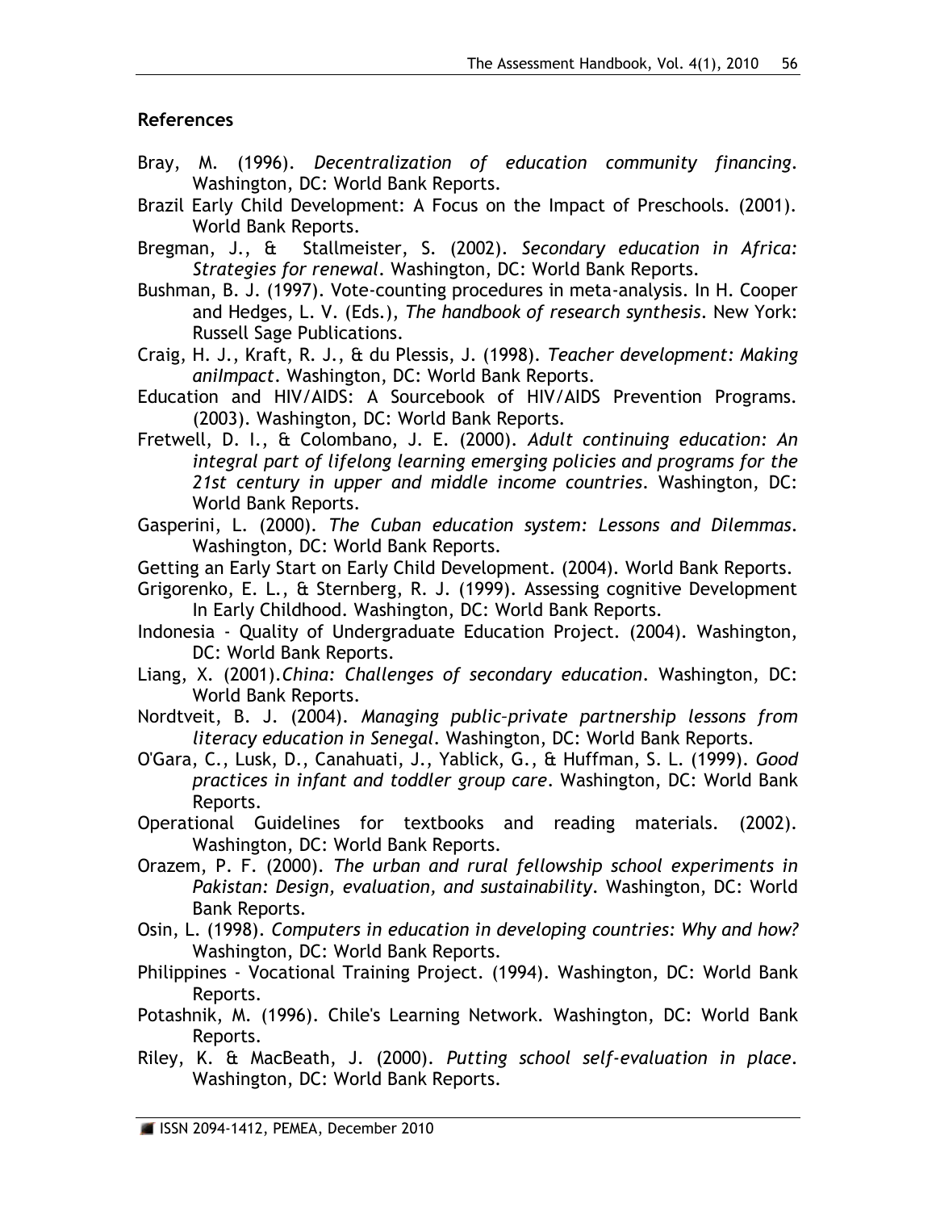## References

Bray, M. (1996). *Decentralization of education community financing*. Washington, DC: World Bank Reports.

Brazil Early Child Development: A Focus on the Impact of Preschools. (2001). World Bank Reports.

Bregman, J., & Stallmeister, S. (2002). *Secondary education in Africa: Strategies for renewal*. Washington, DC: World Bank Reports.

Bushman, B. J. (1997). Vote-counting procedures in meta-analysis. In H. Cooper and Hedges, L. V. (Eds.), *The handbook of research synthesis*. New York: Russell Sage Publications.

Craig, H. J., Kraft, R. J., & du Plessis, J. (1998). *Teacher development: Making anImpact*. Washington, DC: World Bank Reports.

Education and HIV/AIDS: A Sourcebook of HIV/AIDS Prevention Programs. (2003). Washington, DC: World Bank Reports.

Fretwell, D. I., & Colombano, J. E. (2000). *Adult continuing education: An integral part of lifelong learning emerging policies and programs for the 21st century in upper and middle income countries*. Washington, DC: World Bank Reports.

Gasperini, L. (2000). *The Cuban education system: Lessons and Dilemmas*. Washington, DC: World Bank Reports.

Getting an Early Start on Early Child Development. (2004). World Bank Reports.

Grigorenko, E. L., & Sternberg, R. J. (1999). Assessing cognitive Development In Early Childhood. Washington, DC: World Bank Reports.

Indonesia - Quality of Undergraduate Education Project. (2004). Washington, DC: World Bank Reports.

Liang, X. (2001).*China: Challenges of secondary education*. Washington, DC: World Bank Reports.

Nordtveit, B. J. (2004). *Managing public–private partnership lessons from literacy education in Senegal*. Washington, DC: World Bank Reports.

O'Gara, C., Lusk, D., Canahuati, J., Yablick, G., & Huffman, S. L. (1999). *Good practices in infant and toddler group care*. Washington, DC: World Bank Reports.

Operational Guidelines for textbooks and reading materials. (2002). Washington, DC: World Bank Reports.

Orazem, P. F. (2000). *The urban and rural fellowship school experiments in Pakistan: Design, evaluation, and sustainability*. Washington, DC: World Bank Reports.

Osin, L. (1998). *Computers in education in developing countries: Why and how?* Washington, DC: World Bank Reports.

Philippines - Vocational Training Project. (1994). Washington, DC: World Bank Reports.

Potashnik, M. (1996). Chile's Learning Network. Washington, DC: World Bank Reports.

Riley, K. & MacBeath, J. (2000). *Putting school self-evaluation in place*. Washington, DC: World Bank Reports.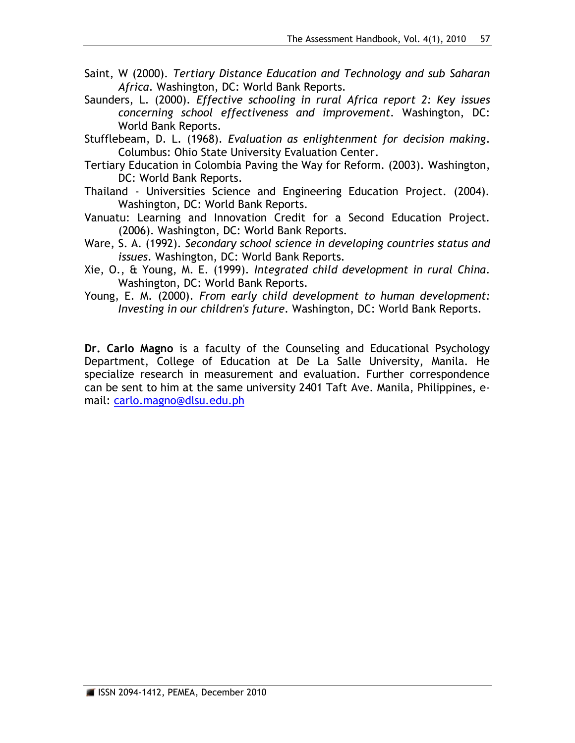Saint, W (2000). *Tertiary Distance Education and Technology and sub Saharan Africa*. Washington, DC: World Bank Reports.

Saunders, L. (2000). *Effective schooling in rural Africa report 2: Key issues concerning school effectiveness and improvement*. Washington, DC: World Bank Reports.

Stufflebeam, D. L. (1968). *Evaluation as enlightenment for decision making*. Columbus: Ohio State University Evaluation Center.

Tertiary Education in Colombia Paving the Way for Reform. (2003). Washington, DC: World Bank Reports.

Thailand - Universities Science and Engineering Education Project. (2004). Washington, DC: World Bank Reports.

Vanuatu: Learning and Innovation Credit for a Second Education Project. (2006). Washington, DC: World Bank Reports.

Ware, S. A. (1992). *Secondary school science in developing countries status and issues*. Washington, DC: World Bank Reports.

Xie, O., & Young, M. E. (1999). *Integrated child development in rural China*. Washington, DC: World Bank Reports.

Young, E. M. (2000). *From early child development to human development: Investing in our children's future*. Washington, DC: World Bank Reports.

**Dr. Carlo Magno** is a faculty of the Counseling and Educational Psychology Department, College of Education at De La Salle University, Manila. He specialize research in measurement and evaluation. Further correspondence can be sent to him at the same university 2401 Taft Ave. Manila, Philippines, e-mail: carlo.magno@dlsu.edu.ph